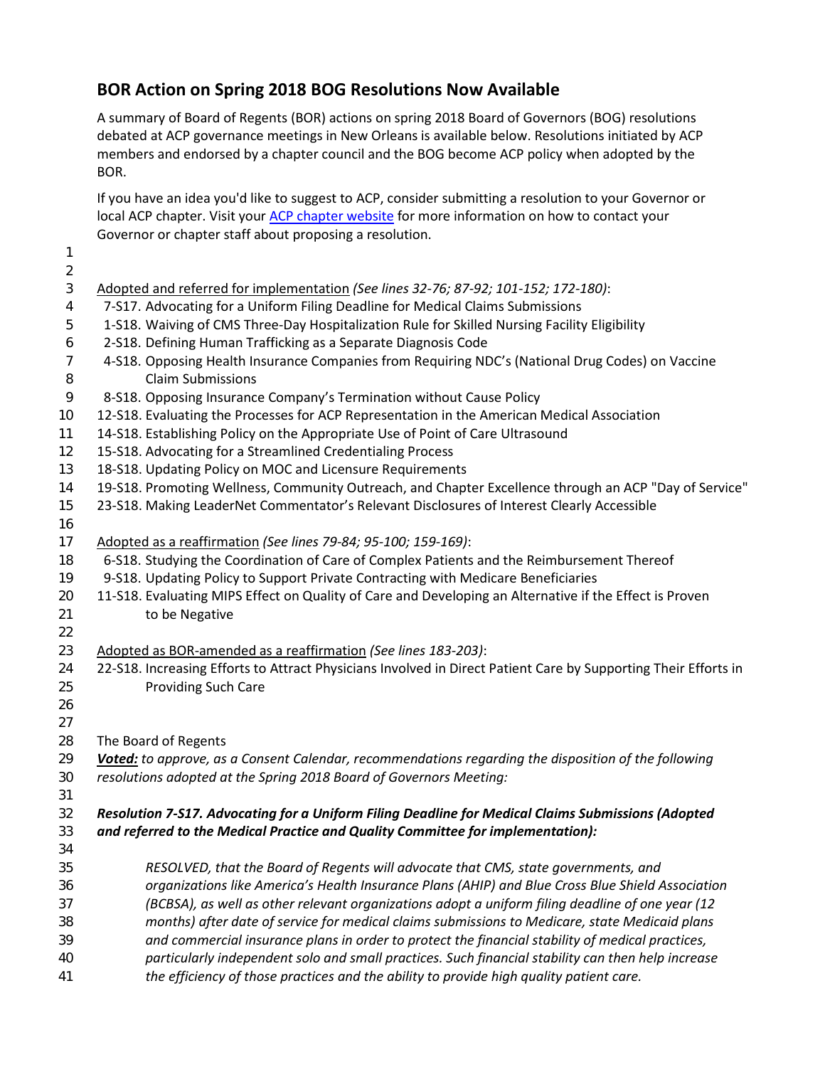## BOR Action on Spring 2018 BOG Resolutions Now Available

A summary of Board of Regents (BOR) actions on spring 2018 Board of Governors (BOG) resolutions debated at ACP governance meetings in New Orleans is available below. Resolutions initiated by ACP members and endorsed by a chapter council and the BOG become ACP policy when adopted by the BOR.

If you have an idea you'd like to suggest to ACP, consider submitting a resolution to your Governor or local ACP chapter. Visit your ACP chapter website for more information on how to contact your Governor or chapter staff about proposing a resolution.

Adopted and referred for implementation *(See lines 32-76; 87-92; 101-152; 172-180)*:

- 7-S17. Advocating for a Uniform Filing Deadline for Medical Claims Submissions
- 1-S18. Waiving of CMS Three-Day Hospitalization Rule for Skilled Nursing Facility Eligibility
- 2-S18. Defining Human Trafficking as a Separate Diagnosis Code
- 4-S18. Opposing Health Insurance Companies from Requiring NDC's (National Drug Codes) on Vaccine Claim Submissions
- 8-S18. Opposing Insurance Company's Termination without Cause Policy
- 12-S18. Evaluating the Processes for ACP Representation in the American Medical Association
- 14-S18. Establishing Policy on the Appropriate Use of Point of Care Ultrasound
- 15-S18. Advocating for a Streamlined Credentialing Process
- 18-S18. Updating Policy on MOC and Licensure Requirements
- 19-S18. Promoting Wellness, Community Outreach, and Chapter Excellence through an ACP "Day of Service"
- 23-S18. Making LeaderNet Commentator's Relevant Disclosures of Interest Clearly Accessible

Adopted as a reaffirmation *(See lines 79-84; 95-100; 159-169)*:

- 6-S18. Studying the Coordination of Care of Complex Patients and the Reimbursement Thereof
- 9-S18. Updating Policy to Support Private Contracting with Medicare Beneficiaries
- 11-S18. Evaluating MIPS Effect on Quality of Care and Developing an Alternative if the Effect is Proven to be Negative

Adopted as BOR-amended as a reaffirmation *(See lines 183-203)*:

- 22-S18. Increasing Efforts to Attract Physicians Involved in Direct Patient Care by Supporting Their Efforts in Providing Such Care

The Board of Regents

***Voted:*** *to approve, as a Consent Calendar, recommendations regarding the disposition of the following resolutions adopted at the Spring 2018 Board of Governors Meeting:*

***Resolution 7-S17. Advocating for a Uniform Filing Deadline for Medical Claims Submissions (Adopted and referred to the Medical Practice and Quality Committee for implementation):***

> *RESOLVED, that the Board of Regents will advocate that CMS, state governments, and organizations like America's Health Insurance Plans (AHIP) and Blue Cross Blue Shield Association (BCBSA), as well as other relevant organizations adopt a uniform filing deadline of one year (12 months) after date of service for medical claims submissions to Medicare, state Medicaid plans and commercial insurance plans in order to protect the financial stability of medical practices, particularly independent solo and small practices. Such financial stability can then help increase the efficiency of those practices and the ability to provide high quality patient care.*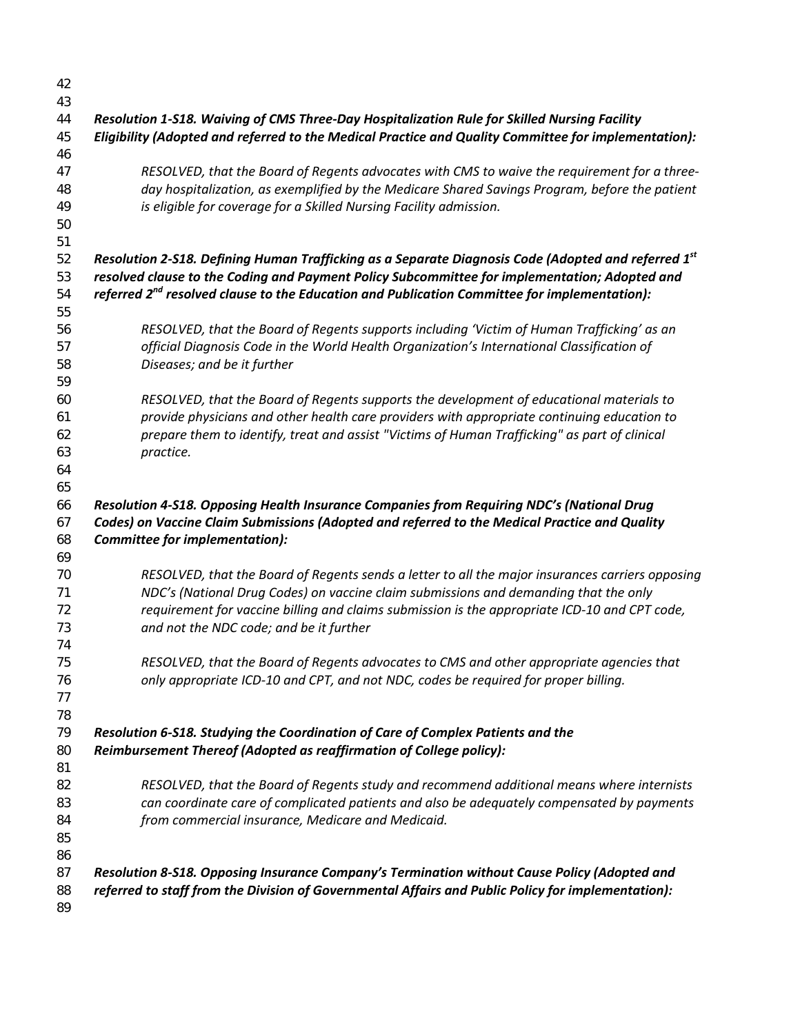***Resolution 1-S18. Waiving of CMS Three-Day Hospitalization Rule for Skilled Nursing Facility Eligibility (Adopted and referred to the Medical Practice and Quality Committee for implementation):***

> *RESOLVED, that the Board of Regents advocates with CMS to waive the requirement for a three-day hospitalization, as exemplified by the Medicare Shared Savings Program, before the patient is eligible for coverage for a Skilled Nursing Facility admission.*

***Resolution 2-S18. Defining Human Trafficking as a Separate Diagnosis Code (Adopted and referred 1st resolved clause to the Coding and Payment Policy Subcommittee for implementation; Adopted and referred 2nd resolved clause to the Education and Publication Committee for implementation):***

> *RESOLVED, that the Board of Regents supports including 'Victim of Human Trafficking' as an official Diagnosis Code in the World Health Organization's International Classification of Diseases; and be it further*
>
> *RESOLVED, that the Board of Regents supports the development of educational materials to provide physicians and other health care providers with appropriate continuing education to prepare them to identify, treat and assist "Victims of Human Trafficking" as part of clinical practice.*

***Resolution 4-S18. Opposing Health Insurance Companies from Requiring NDC's (National Drug Codes) on Vaccine Claim Submissions (Adopted and referred to the Medical Practice and Quality Committee for implementation):***

> *RESOLVED, that the Board of Regents sends a letter to all the major insurances carriers opposing NDC's (National Drug Codes) on vaccine claim submissions and demanding that the only requirement for vaccine billing and claims submission is the appropriate ICD-10 and CPT code, and not the NDC code; and be it further*
>
> *RESOLVED, that the Board of Regents advocates to CMS and other appropriate agencies that only appropriate ICD-10 and CPT, and not NDC, codes be required for proper billing.*

***Resolution 6-S18. Studying the Coordination of Care of Complex Patients and the Reimbursement Thereof (Adopted as reaffirmation of College policy):***

> *RESOLVED, that the Board of Regents study and recommend additional means where internists can coordinate care of complicated patients and also be adequately compensated by payments from commercial insurance, Medicare and Medicaid.*

***Resolution 8-S18. Opposing Insurance Company's Termination without Cause Policy (Adopted and referred to staff from the Division of Governmental Affairs and Public Policy for implementation):***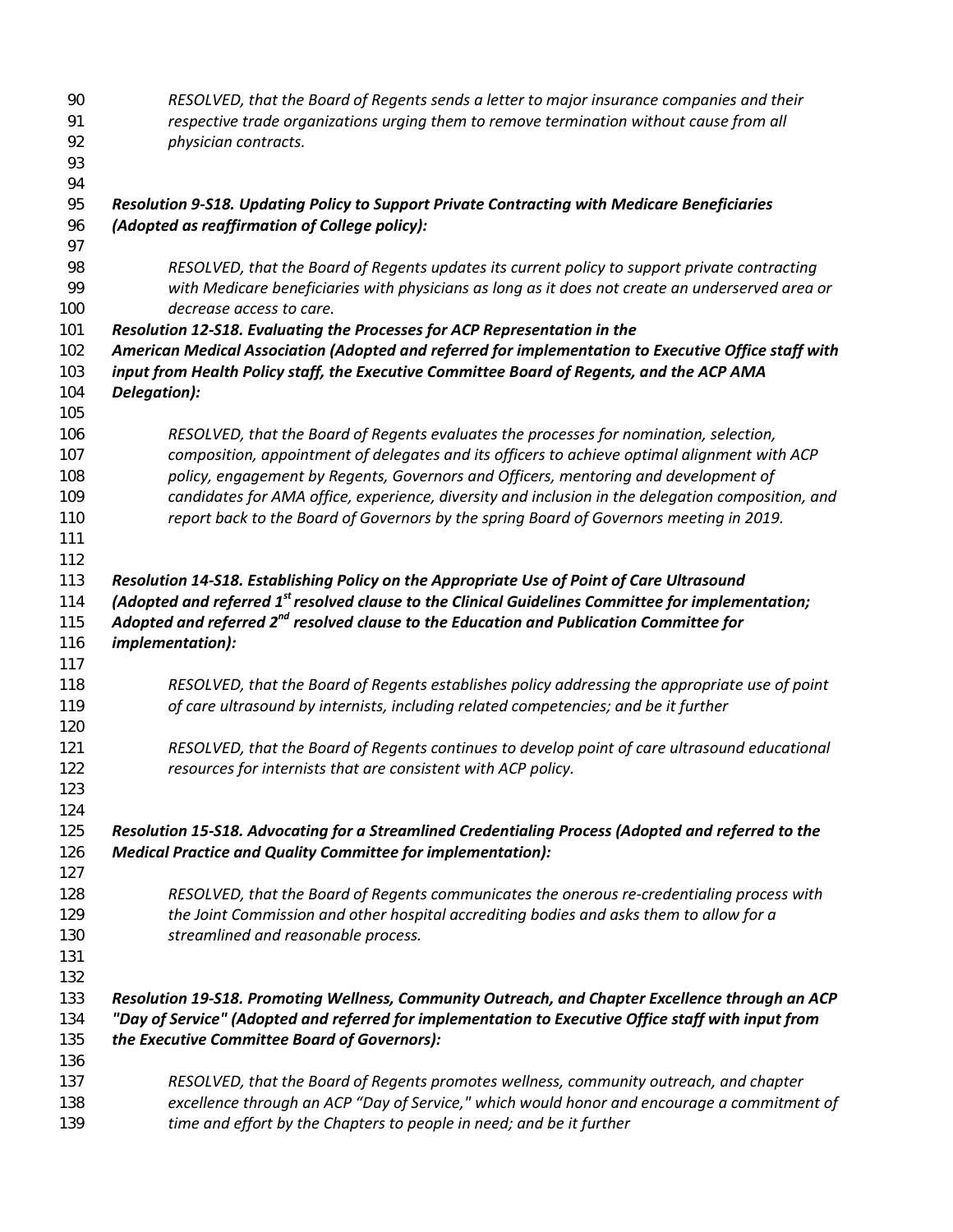*RESOLVED, that the Board of Regents sends a letter to major insurance companies and their respective trade organizations urging them to remove termination without cause from all physician contracts.*

***Resolution 9-S18. Updating Policy to Support Private Contracting with Medicare Beneficiaries (Adopted as reaffirmation of College policy):***

*RESOLVED, that the Board of Regents updates its current policy to support private contracting with Medicare beneficiaries with physicians as long as it does not create an underserved area or decrease access to care.*

***Resolution 12-S18. Evaluating the Processes for ACP Representation in the American Medical Association (Adopted and referred for implementation to Executive Office staff with input from Health Policy staff, the Executive Committee Board of Regents, and the ACP AMA Delegation):***

*RESOLVED, that the Board of Regents evaluates the processes for nomination, selection, composition, appointment of delegates and its officers to achieve optimal alignment with ACP policy, engagement by Regents, Governors and Officers, mentoring and development of candidates for AMA office, experience, diversity and inclusion in the delegation composition, and report back to the Board of Governors by the spring Board of Governors meeting in 2019.*

***Resolution 14-S18. Establishing Policy on the Appropriate Use of Point of Care Ultrasound (Adopted and referred 1st resolved clause to the Clinical Guidelines Committee for implementation; Adopted and referred 2nd resolved clause to the Education and Publication Committee for implementation):***

*RESOLVED, that the Board of Regents establishes policy addressing the appropriate use of point of care ultrasound by internists, including related competencies; and be it further*

*RESOLVED, that the Board of Regents continues to develop point of care ultrasound educational resources for internists that are consistent with ACP policy.*

***Resolution 15-S18. Advocating for a Streamlined Credentialing Process (Adopted and referred to the Medical Practice and Quality Committee for implementation):***

*RESOLVED, that the Board of Regents communicates the onerous re-credentialing process with the Joint Commission and other hospital accrediting bodies and asks them to allow for a streamlined and reasonable process.*

***Resolution 19-S18. Promoting Wellness, Community Outreach, and Chapter Excellence through an ACP "Day of Service" (Adopted and referred for implementation to Executive Office staff with input from the Executive Committee Board of Governors):***

*RESOLVED, that the Board of Regents promotes wellness, community outreach, and chapter excellence through an ACP "Day of Service," which would honor and encourage a commitment of time and effort by the Chapters to people in need; and be it further*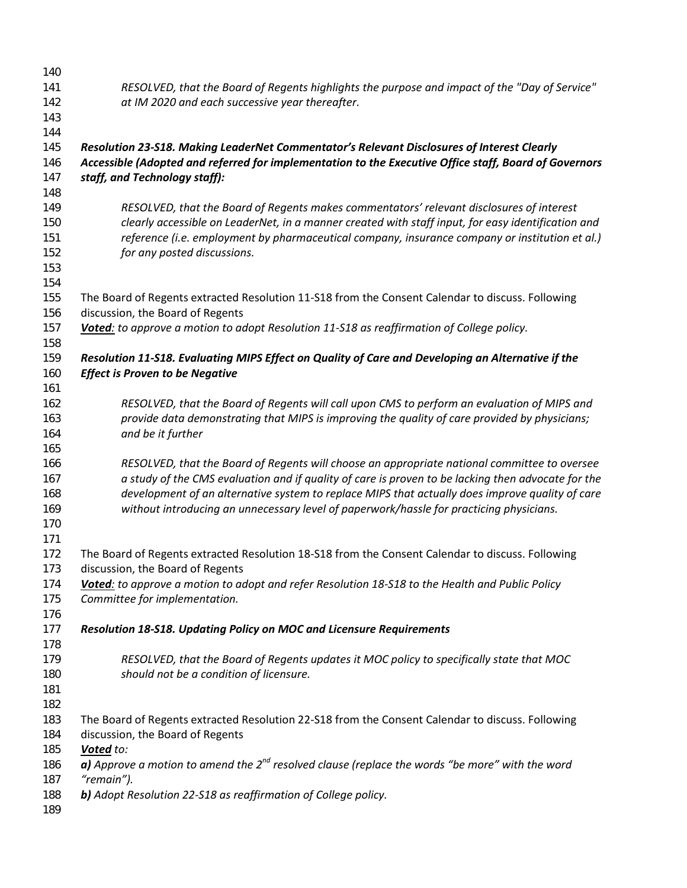*RESOLVED, that the Board of Regents highlights the purpose and impact of the "Day of Service" at IM 2020 and each successive year thereafter.*

***Resolution 23-S18. Making LeaderNet Commentator's Relevant Disclosures of Interest Clearly Accessible (Adopted and referred for implementation to the Executive Office staff, Board of Governors staff, and Technology staff):***

*RESOLVED, that the Board of Regents makes commentators' relevant disclosures of interest clearly accessible on LeaderNet, in a manner created with staff input, for easy identification and reference (i.e. employment by pharmaceutical company, insurance company or institution et al.) for any posted discussions.*

The Board of Regents extracted Resolution 11-S18 from the Consent Calendar to discuss. Following discussion, the Board of Regents
***Voted**: to approve a motion to adopt Resolution 11-S18 as reaffirmation of College policy.*

***Resolution 11-S18. Evaluating MIPS Effect on Quality of Care and Developing an Alternative if the Effect is Proven to be Negative***

*RESOLVED, that the Board of Regents will call upon CMS to perform an evaluation of MIPS and provide data demonstrating that MIPS is improving the quality of care provided by physicians; and be it further*

*RESOLVED, that the Board of Regents will choose an appropriate national committee to oversee a study of the CMS evaluation and if quality of care is proven to be lacking then advocate for the development of an alternative system to replace MIPS that actually does improve quality of care without introducing an unnecessary level of paperwork/hassle for practicing physicians.*

The Board of Regents extracted Resolution 18-S18 from the Consent Calendar to discuss. Following discussion, the Board of Regents
***Voted**: to approve a motion to adopt and refer Resolution 18-S18 to the Health and Public Policy Committee for implementation.*

***Resolution 18-S18. Updating Policy on MOC and Licensure Requirements***

*RESOLVED, that the Board of Regents updates it MOC policy to specifically state that MOC should not be a condition of licensure.*

The Board of Regents extracted Resolution 22-S18 from the Consent Calendar to discuss. Following discussion, the Board of Regents
***Voted** to:*
***a)** Approve a motion to amend the 2nd resolved clause (replace the words "be more" with the word "remain").*
***b)** Adopt Resolution 22-S18 as reaffirmation of College policy.*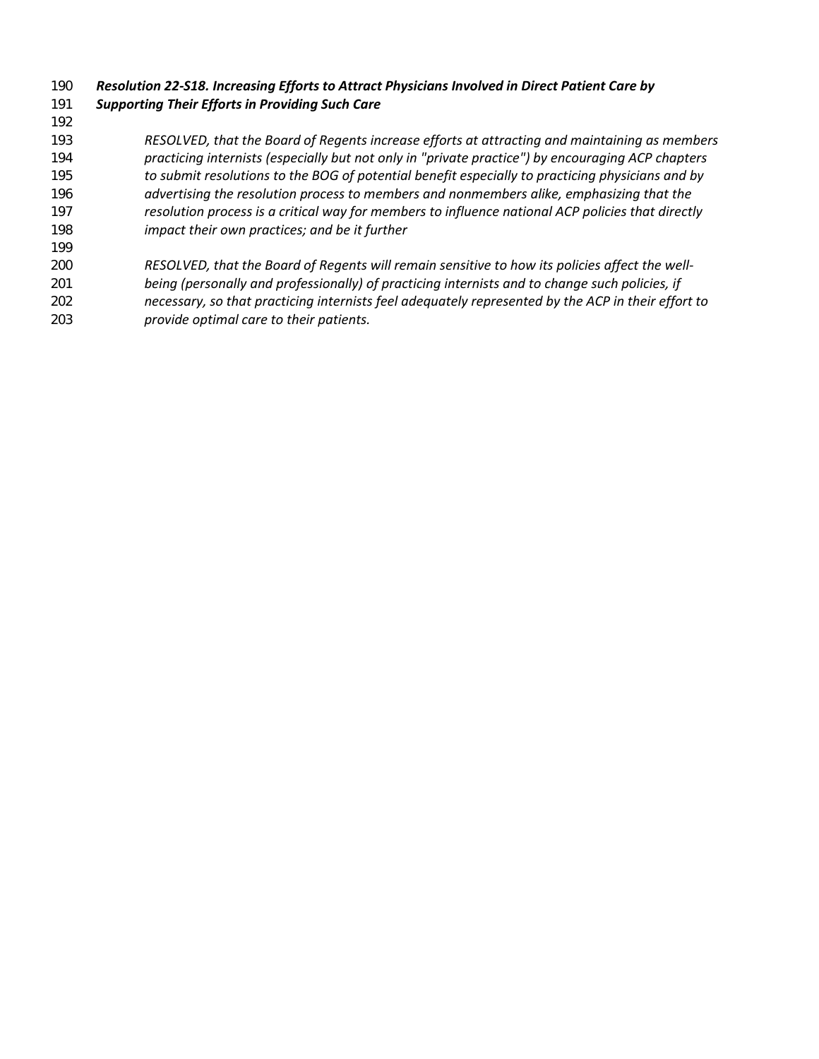***Resolution 22-S18. Increasing Efforts to Attract Physicians Involved in Direct Patient Care by Supporting Their Efforts in Providing Such Care***

*RESOLVED, that the Board of Regents increase efforts at attracting and maintaining as members practicing internists (especially but not only in "private practice") by encouraging ACP chapters to submit resolutions to the BOG of potential benefit especially to practicing physicians and by advertising the resolution process to members and nonmembers alike, emphasizing that the resolution process is a critical way for members to influence national ACP policies that directly impact their own practices; and be it further*

*RESOLVED, that the Board of Regents will remain sensitive to how its policies affect the well-being (personally and professionally) of practicing internists and to change such policies, if necessary, so that practicing internists feel adequately represented by the ACP in their effort to provide optimal care to their patients.*